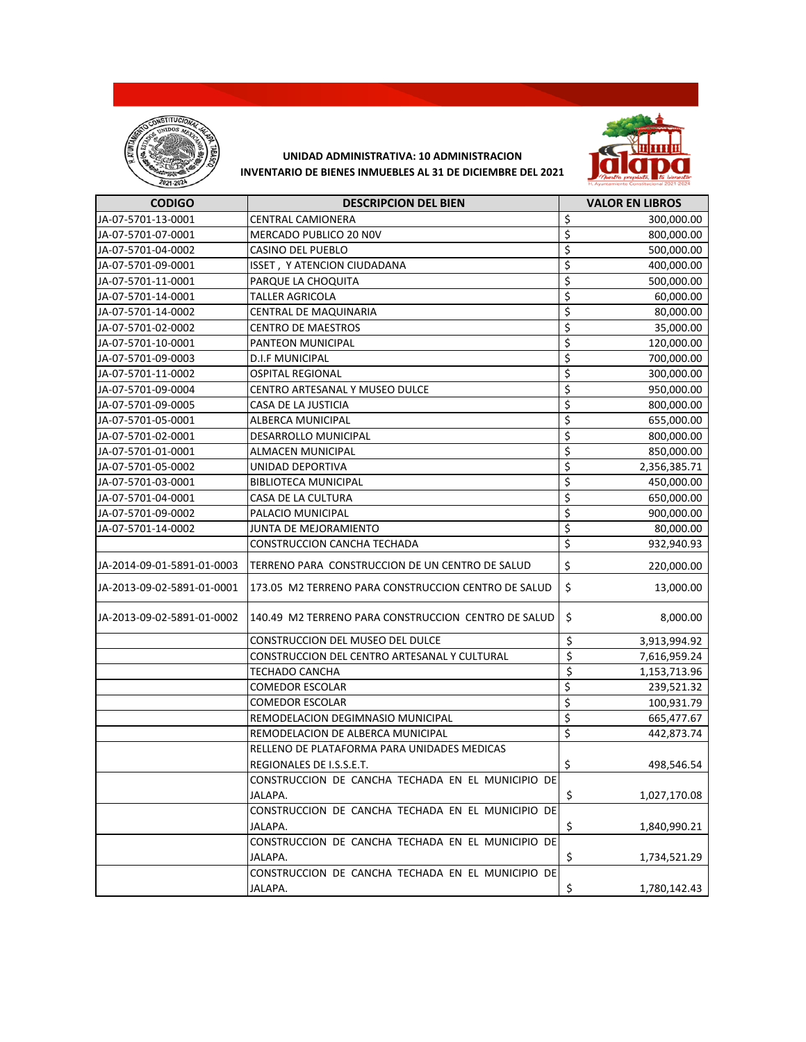**UNIDAD ADMINISTRATIVA: 10 ADMINISTRACION**

**INVENTARIO DE BIENES INMUEBLES AL 31 DE DICIEMBRE DEL 2021**

| CODIGO | DESCRIPCION DEL BIEN | VALOR EN LIBROS |
|---|---|---|
| JA-07-5701-13-0001 | CENTRAL CAMIONERA | $ 300,000.00 |
| JA-07-5701-07-0001 | MERCADO PUBLICO 20 N0V | $ 800,000.00 |
| JA-07-5701-04-0002 | CASINO DEL PUEBLO | $ 500,000.00 |
| JA-07-5701-09-0001 | ISSET , Y ATENCION CIUDADANA | $ 400,000.00 |
| JA-07-5701-11-0001 | PARQUE LA CHOQUITA | $ 500,000.00 |
| JA-07-5701-14-0001 | TALLER AGRICOLA | $ 60,000.00 |
| JA-07-5701-14-0002 | CENTRAL DE MAQUINARIA | $ 80,000.00 |
| JA-07-5701-02-0002 | CENTRO DE MAESTROS | $ 35,000.00 |
| JA-07-5701-10-0001 | PANTEON MUNICIPAL | $ 120,000.00 |
| JA-07-5701-09-0003 | D.I.F MUNICIPAL | $ 700,000.00 |
| JA-07-5701-11-0002 | OSPITAL REGIONAL | $ 300,000.00 |
| JA-07-5701-09-0004 | CENTRO ARTESANAL Y MUSEO DULCE | $ 950,000.00 |
| JA-07-5701-09-0005 | CASA DE LA JUSTICIA | $ 800,000.00 |
| JA-07-5701-05-0001 | ALBERCA MUNICIPAL | $ 655,000.00 |
| JA-07-5701-02-0001 | DESARROLLO MUNICIPAL | $ 800,000.00 |
| JA-07-5701-01-0001 | ALMACEN MUNICIPAL | $ 850,000.00 |
| JA-07-5701-05-0002 | UNIDAD DEPORTIVA | $ 2,356,385.71 |
| JA-07-5701-03-0001 | BIBLIOTECA MUNICIPAL | $ 450,000.00 |
| JA-07-5701-04-0001 | CASA DE LA CULTURA | $ 650,000.00 |
| JA-07-5701-09-0002 | PALACIO MUNICIPAL | $ 900,000.00 |
| JA-07-5701-14-0002 | JUNTA DE MEJORAMIENTO | $ 80,000.00 |
| | CONSTRUCCION CANCHA TECHADA | $ 932,940.93 |
| JA-2014-09-01-5891-01-0003 | TERRENO PARA CONSTRUCCION DE UN CENTRO DE SALUD | $ 220,000.00 |
| JA-2013-09-02-5891-01-0001 | 173.05 M2 TERRENO PARA CONSTRUCCION CENTRO DE SALUD | $ 13,000.00 |
| JA-2013-09-02-5891-01-0002 | 140.49 M2 TERRENO PARA CONSTRUCCION CENTRO DE SALUD | $ 8,000.00 |
| | CONSTRUCCION DEL MUSEO DEL DULCE | $ 3,913,994.92 |
| | CONSTRUCCION DEL CENTRO ARTESANAL Y CULTURAL | $ 7,616,959.24 |
| | TECHADO CANCHA | $ 1,153,713.96 |
| | COMEDOR ESCOLAR | $ 239,521.32 |
| | COMEDOR ESCOLAR | $ 100,931.79 |
| | REMODELACION DEGIMNASIO MUNICIPAL | $ 665,477.67 |
| | REMODELACION DE ALBERCA MUNICIPAL | $ 442,873.74 |
| | RELLENO DE PLATAFORMA PARA UNIDADES MEDICAS REGIONALES DE I.S.S.E.T. | $ 498,546.54 |
| | CONSTRUCCION DE CANCHA TECHADA EN EL MUNICIPIO DE JALAPA. | $ 1,027,170.08 |
| | CONSTRUCCION DE CANCHA TECHADA EN EL MUNICIPIO DE JALAPA. | $ 1,840,990.21 |
| | CONSTRUCCION DE CANCHA TECHADA EN EL MUNICIPIO DE JALAPA. | $ 1,734,521.29 |
| | CONSTRUCCION DE CANCHA TECHADA EN EL MUNICIPIO DE JALAPA. | $ 1,780,142.43 |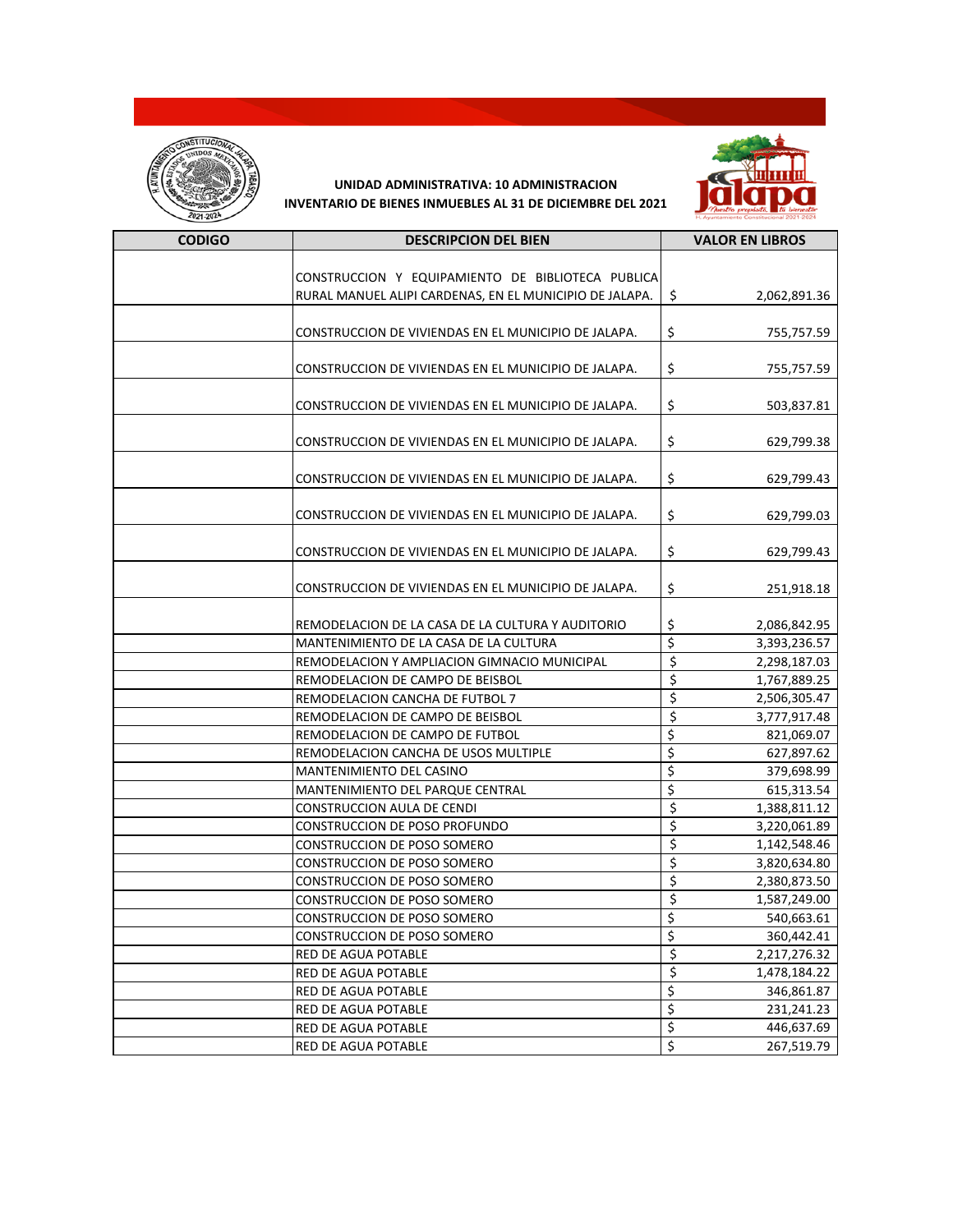**UNIDAD ADMINISTRATIVA: 10 ADMINISTRACION**
**INVENTARIO DE BIENES INMUEBLES AL 31 DE DICIEMBRE DEL 2021**

| CODIGO | DESCRIPCION DEL BIEN | VALOR EN LIBROS |
|---|---|---|
| | CONSTRUCCION Y EQUIPAMIENTO DE BIBLIOTECA PUBLICA RURAL MANUEL ALIPI CARDENAS, EN EL MUNICIPIO DE JALAPA. | $ 2,062,891.36 |
| | CONSTRUCCION DE VIVIENDAS EN EL MUNICIPIO DE JALAPA. | $ 755,757.59 |
| | CONSTRUCCION DE VIVIENDAS EN EL MUNICIPIO DE JALAPA. | $ 755,757.59 |
| | CONSTRUCCION DE VIVIENDAS EN EL MUNICIPIO DE JALAPA. | $ 503,837.81 |
| | CONSTRUCCION DE VIVIENDAS EN EL MUNICIPIO DE JALAPA. | $ 629,799.38 |
| | CONSTRUCCION DE VIVIENDAS EN EL MUNICIPIO DE JALAPA. | $ 629,799.43 |
| | CONSTRUCCION DE VIVIENDAS EN EL MUNICIPIO DE JALAPA. | $ 629,799.03 |
| | CONSTRUCCION DE VIVIENDAS EN EL MUNICIPIO DE JALAPA. | $ 629,799.43 |
| | CONSTRUCCION DE VIVIENDAS EN EL MUNICIPIO DE JALAPA. | $ 251,918.18 |
| | REMODELACION DE LA CASA DE LA CULTURA Y AUDITORIO | $ 2,086,842.95 |
| | MANTENIMIENTO DE LA CASA DE LA CULTURA | $ 3,393,236.57 |
| | REMODELACION Y AMPLIACION GIMNACIO MUNICIPAL | $ 2,298,187.03 |
| | REMODELACION DE CAMPO DE BEISBOL | $ 1,767,889.25 |
| | REMODELACION CANCHA DE FUTBOL 7 | $ 2,506,305.47 |
| | REMODELACION DE CAMPO DE BEISBOL | $ 3,777,917.48 |
| | REMODELACION DE CAMPO DE FUTBOL | $ 821,069.07 |
| | REMODELACION CANCHA DE USOS MULTIPLE | $ 627,897.62 |
| | MANTENIMIENTO DEL CASINO | $ 379,698.99 |
| | MANTENIMIENTO DEL PARQUE CENTRAL | $ 615,313.54 |
| | CONSTRUCCION AULA DE CENDI | $ 1,388,811.12 |
| | CONSTRUCCION DE POSO PROFUNDO | $ 3,220,061.89 |
| | CONSTRUCCION DE POSO SOMERO | $ 1,142,548.46 |
| | CONSTRUCCION DE POSO SOMERO | $ 3,820,634.80 |
| | CONSTRUCCION DE POSO SOMERO | $ 2,380,873.50 |
| | CONSTRUCCION DE POSO SOMERO | $ 1,587,249.00 |
| | CONSTRUCCION DE POSO SOMERO | $ 540,663.61 |
| | CONSTRUCCION DE POSO SOMERO | $ 360,442.41 |
| | RED DE AGUA POTABLE | $ 2,217,276.32 |
| | RED DE AGUA POTABLE | $ 1,478,184.22 |
| | RED DE AGUA POTABLE | $ 346,861.87 |
| | RED DE AGUA POTABLE | $ 231,241.23 |
| | RED DE AGUA POTABLE | $ 446,637.69 |
| | RED DE AGUA POTABLE | $ 267,519.79 |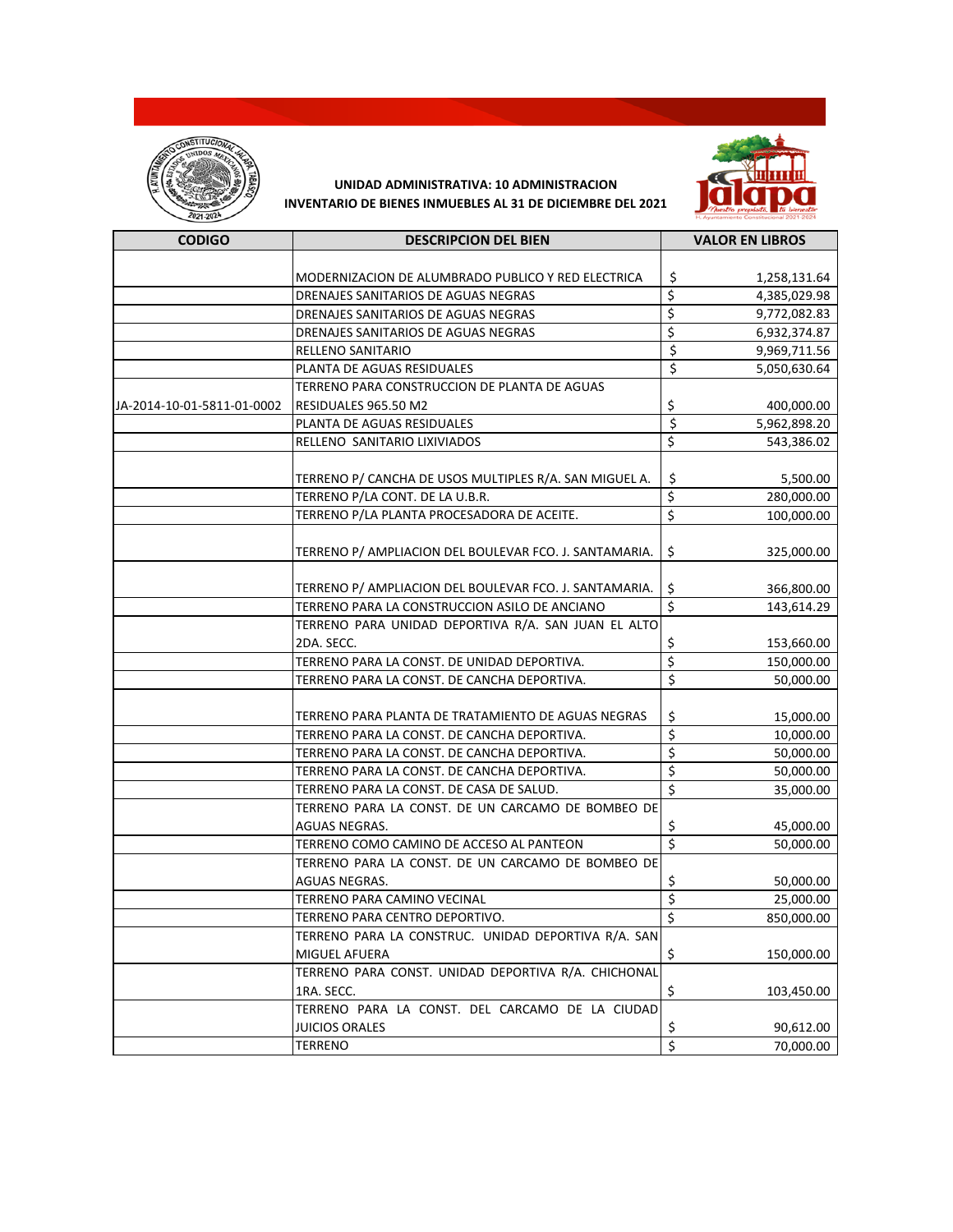**UNIDAD ADMINISTRATIVA: 10 ADMINISTRACION**
**INVENTARIO DE BIENES INMUEBLES AL 31 DE DICIEMBRE DEL 2021**

| CODIGO | DESCRIPCION DEL BIEN | VALOR EN LIBROS |
|---|---|---|
| | MODERNIZACION DE ALUMBRADO PUBLICO Y RED ELECTRICA | $ 1,258,131.64 |
| | DRENAJES SANITARIOS DE AGUAS NEGRAS | $ 4,385,029.98 |
| | DRENAJES SANITARIOS DE AGUAS NEGRAS | $ 9,772,082.83 |
| | DRENAJES SANITARIOS DE AGUAS NEGRAS | $ 6,932,374.87 |
| | RELLENO SANITARIO | $ 9,969,711.56 |
| | PLANTA DE AGUAS RESIDUALES | $ 5,050,630.64 |
| JA-2014-10-01-5811-01-0002 | TERRENO PARA CONSTRUCCION DE PLANTA DE AGUAS RESIDUALES 965.50 M2 | $ 400,000.00 |
| | PLANTA DE AGUAS RESIDUALES | $ 5,962,898.20 |
| | RELLENO SANITARIO LIXIVIADOS | $ 543,386.02 |
| | TERRENO P/ CANCHA DE USOS MULTIPLES R/A. SAN MIGUEL A. | $ 5,500.00 |
| | TERRENO P/LA CONT. DE LA U.B.R. | $ 280,000.00 |
| | TERRENO P/LA PLANTA PROCESADORA DE ACEITE. | $ 100,000.00 |
| | TERRENO P/ AMPLIACION DEL BOULEVAR FCO. J. SANTAMARIA. | $ 325,000.00 |
| | TERRENO P/ AMPLIACION DEL BOULEVAR FCO. J. SANTAMARIA. | $ 366,800.00 |
| | TERRENO PARA LA CONSTRUCCION ASILO DE ANCIANO | $ 143,614.29 |
| | TERRENO PARA UNIDAD DEPORTIVA R/A. SAN JUAN EL ALTO 2DA. SECC. | $ 153,660.00 |
| | TERRENO PARA LA CONST. DE UNIDAD DEPORTIVA. | $ 150,000.00 |
| | TERRENO PARA LA CONST. DE CANCHA DEPORTIVA. | $ 50,000.00 |
| | TERRENO PARA PLANTA DE TRATAMIENTO DE AGUAS NEGRAS | $ 15,000.00 |
| | TERRENO PARA LA CONST. DE CANCHA DEPORTIVA. | $ 10,000.00 |
| | TERRENO PARA LA CONST. DE CANCHA DEPORTIVA. | $ 50,000.00 |
| | TERRENO PARA LA CONST. DE CANCHA DEPORTIVA. | $ 50,000.00 |
| | TERRENO PARA LA CONST. DE CASA DE SALUD. | $ 35,000.00 |
| | TERRENO PARA LA CONST. DE UN CARCAMO DE BOMBEO DE AGUAS NEGRAS. | $ 45,000.00 |
| | TERRENO COMO CAMINO DE ACCESO AL PANTEON | $ 50,000.00 |
| | TERRENO PARA LA CONST. DE UN CARCAMO DE BOMBEO DE AGUAS NEGRAS. | $ 50,000.00 |
| | TERRENO PARA CAMINO VECINAL | $ 25,000.00 |
| | TERRENO PARA CENTRO DEPORTIVO. | $ 850,000.00 |
| | TERRENO PARA LA CONSTRUC. UNIDAD DEPORTIVA R/A. SAN MIGUEL AFUERA | $ 150,000.00 |
| | TERRENO PARA CONST. UNIDAD DEPORTIVA R/A. CHICHONAL 1RA. SECC. | $ 103,450.00 |
| | TERRENO PARA LA CONST. DEL CARCAMO DE LA CIUDAD JUICIOS ORALES | $ 90,612.00 |
| | TERRENO | $ 70,000.00 |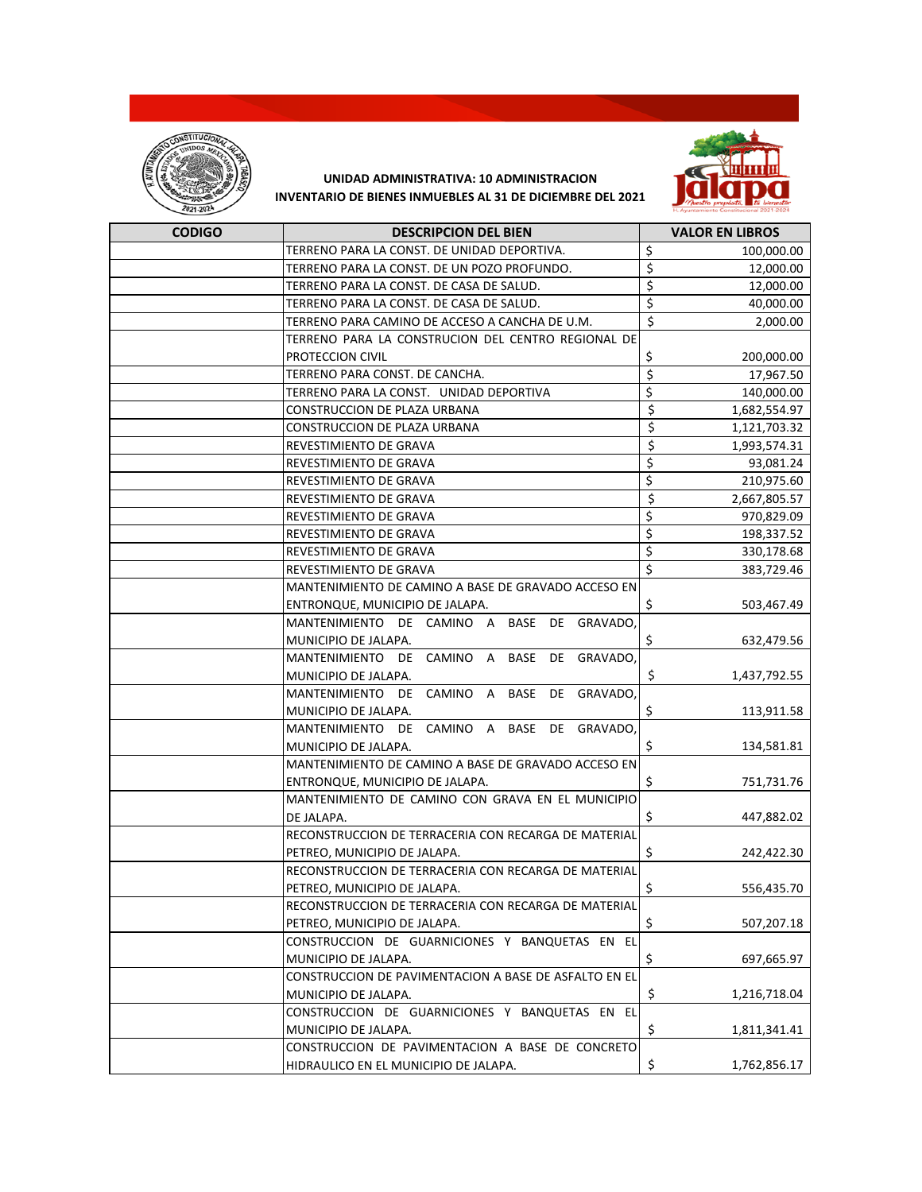**UNIDAD ADMINISTRATIVA: 10 ADMINISTRACION**
**INVENTARIO DE BIENES INMUEBLES AL 31 DE DICIEMBRE DEL 2021**

| CODIGO | DESCRIPCION DEL BIEN | VALOR EN LIBROS |
|---|---|---|
| | TERRENO PARA LA CONST. DE UNIDAD DEPORTIVA. | $ 100,000.00 |
| | TERRENO PARA LA CONST. DE UN POZO PROFUNDO. | $ 12,000.00 |
| | TERRENO PARA LA CONST. DE CASA DE SALUD. | $ 12,000.00 |
| | TERRENO PARA LA CONST. DE CASA DE SALUD. | $ 40,000.00 |
| | TERRENO PARA CAMINO DE ACCESO A CANCHA DE U.M. | $ 2,000.00 |
| | TERRENO PARA LA CONSTRUCION DEL CENTRO REGIONAL DE PROTECCION CIVIL | $ 200,000.00 |
| | TERRENO PARA CONST. DE CANCHA. | $ 17,967.50 |
| | TERRENO PARA LA CONST. UNIDAD DEPORTIVA | $ 140,000.00 |
| | CONSTRUCCION DE PLAZA URBANA | $ 1,682,554.97 |
| | CONSTRUCCION DE PLAZA URBANA | $ 1,121,703.32 |
| | REVESTIMIENTO DE GRAVA | $ 1,993,574.31 |
| | REVESTIMIENTO DE GRAVA | $ 93,081.24 |
| | REVESTIMIENTO DE GRAVA | $ 210,975.60 |
| | REVESTIMIENTO DE GRAVA | $ 2,667,805.57 |
| | REVESTIMIENTO DE GRAVA | $ 970,829.09 |
| | REVESTIMIENTO DE GRAVA | $ 198,337.52 |
| | REVESTIMIENTO DE GRAVA | $ 330,178.68 |
| | REVESTIMIENTO DE GRAVA | $ 383,729.46 |
| | MANTENIMIENTO DE CAMINO A BASE DE GRAVADO ACCESO EN ENTRONQUE, MUNICIPIO DE JALAPA. | $ 503,467.49 |
| | MANTENIMIENTO DE CAMINO A BASE DE GRAVADO, MUNICIPIO DE JALAPA. | $ 632,479.56 |
| | MANTENIMIENTO DE CAMINO A BASE DE GRAVADO, MUNICIPIO DE JALAPA. | $ 1,437,792.55 |
| | MANTENIMIENTO DE CAMINO A BASE DE GRAVADO, MUNICIPIO DE JALAPA. | $ 113,911.58 |
| | MANTENIMIENTO DE CAMINO A BASE DE GRAVADO, MUNICIPIO DE JALAPA. | $ 134,581.81 |
| | MANTENIMIENTO DE CAMINO A BASE DE GRAVADO ACCESO EN ENTRONQUE, MUNICIPIO DE JALAPA. | $ 751,731.76 |
| | MANTENIMIENTO DE CAMINO CON GRAVA EN EL MUNICIPIO DE JALAPA. | $ 447,882.02 |
| | RECONSTRUCCION DE TERRACERIA CON RECARGA DE MATERIAL PETREO, MUNICIPIO DE JALAPA. | $ 242,422.30 |
| | RECONSTRUCCION DE TERRACERIA CON RECARGA DE MATERIAL PETREO, MUNICIPIO DE JALAPA. | $ 556,435.70 |
| | RECONSTRUCCION DE TERRACERIA CON RECARGA DE MATERIAL PETREO, MUNICIPIO DE JALAPA. | $ 507,207.18 |
| | CONSTRUCCION DE GUARNICIONES Y BANQUETAS EN EL MUNICIPIO DE JALAPA. | $ 697,665.97 |
| | CONSTRUCCION DE PAVIMENTACION A BASE DE ASFALTO EN EL MUNICIPIO DE JALAPA. | $ 1,216,718.04 |
| | CONSTRUCCION DE GUARNICIONES Y BANQUETAS EN EL MUNICIPIO DE JALAPA. | $ 1,811,341.41 |
| | CONSTRUCCION DE PAVIMENTACION A BASE DE CONCRETO HIDRAULICO EN EL MUNICIPIO DE JALAPA. | $ 1,762,856.17 |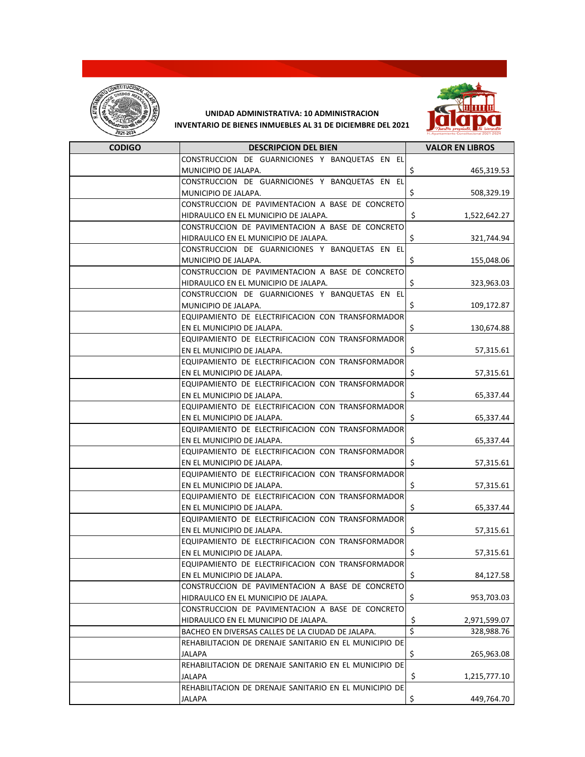**UNIDAD ADMINISTRATIVA: 10 ADMINISTRACION**

**INVENTARIO DE BIENES INMUEBLES AL 31 DE DICIEMBRE DEL 2021**

| CODIGO | DESCRIPCION DEL BIEN | VALOR EN LIBROS |
|---|---|---|
| | CONSTRUCCION DE GUARNICIONES Y BANQUETAS EN EL MUNICIPIO DE JALAPA. | $ 465,319.53 |
| | CONSTRUCCION DE GUARNICIONES Y BANQUETAS EN EL MUNICIPIO DE JALAPA. | $ 508,329.19 |
| | CONSTRUCCION DE PAVIMENTACION A BASE DE CONCRETO HIDRAULICO EN EL MUNICIPIO DE JALAPA. | $ 1,522,642.27 |
| | CONSTRUCCION DE PAVIMENTACION A BASE DE CONCRETO HIDRAULICO EN EL MUNICIPIO DE JALAPA. | $ 321,744.94 |
| | CONSTRUCCION DE GUARNICIONES Y BANQUETAS EN EL MUNICIPIO DE JALAPA. | $ 155,048.06 |
| | CONSTRUCCION DE PAVIMENTACION A BASE DE CONCRETO HIDRAULICO EN EL MUNICIPIO DE JALAPA. | $ 323,963.03 |
| | CONSTRUCCION DE GUARNICIONES Y BANQUETAS EN EL MUNICIPIO DE JALAPA. | $ 109,172.87 |
| | EQUIPAMIENTO DE ELECTRIFICACION CON TRANSFORMADOR EN EL MUNICIPIO DE JALAPA. | $ 130,674.88 |
| | EQUIPAMIENTO DE ELECTRIFICACION CON TRANSFORMADOR EN EL MUNICIPIO DE JALAPA. | $ 57,315.61 |
| | EQUIPAMIENTO DE ELECTRIFICACION CON TRANSFORMADOR EN EL MUNICIPIO DE JALAPA. | $ 57,315.61 |
| | EQUIPAMIENTO DE ELECTRIFICACION CON TRANSFORMADOR EN EL MUNICIPIO DE JALAPA. | $ 65,337.44 |
| | EQUIPAMIENTO DE ELECTRIFICACION CON TRANSFORMADOR EN EL MUNICIPIO DE JALAPA. | $ 65,337.44 |
| | EQUIPAMIENTO DE ELECTRIFICACION CON TRANSFORMADOR EN EL MUNICIPIO DE JALAPA. | $ 65,337.44 |
| | EQUIPAMIENTO DE ELECTRIFICACION CON TRANSFORMADOR EN EL MUNICIPIO DE JALAPA. | $ 57,315.61 |
| | EQUIPAMIENTO DE ELECTRIFICACION CON TRANSFORMADOR EN EL MUNICIPIO DE JALAPA. | $ 57,315.61 |
| | EQUIPAMIENTO DE ELECTRIFICACION CON TRANSFORMADOR EN EL MUNICIPIO DE JALAPA. | $ 65,337.44 |
| | EQUIPAMIENTO DE ELECTRIFICACION CON TRANSFORMADOR EN EL MUNICIPIO DE JALAPA. | $ 57,315.61 |
| | EQUIPAMIENTO DE ELECTRIFICACION CON TRANSFORMADOR EN EL MUNICIPIO DE JALAPA. | $ 57,315.61 |
| | EQUIPAMIENTO DE ELECTRIFICACION CON TRANSFORMADOR EN EL MUNICIPIO DE JALAPA. | $ 84,127.58 |
| | CONSTRUCCION DE PAVIMENTACION A BASE DE CONCRETO HIDRAULICO EN EL MUNICIPIO DE JALAPA. | $ 953,703.03 |
| | CONSTRUCCION DE PAVIMENTACION A BASE DE CONCRETO HIDRAULICO EN EL MUNICIPIO DE JALAPA. | $ 2,971,599.07 |
| | BACHEO EN DIVERSAS CALLES DE LA CIUDAD DE JALAPA. | $ 328,988.76 |
| | REHABILITACION DE DRENAJE SANITARIO EN EL MUNICIPIO DE JALAPA | $ 265,963.08 |
| | REHABILITACION DE DRENAJE SANITARIO EN EL MUNICIPIO DE JALAPA | $ 1,215,777.10 |
| | REHABILITACION DE DRENAJE SANITARIO EN EL MUNICIPIO DE JALAPA | $ 449,764.70 |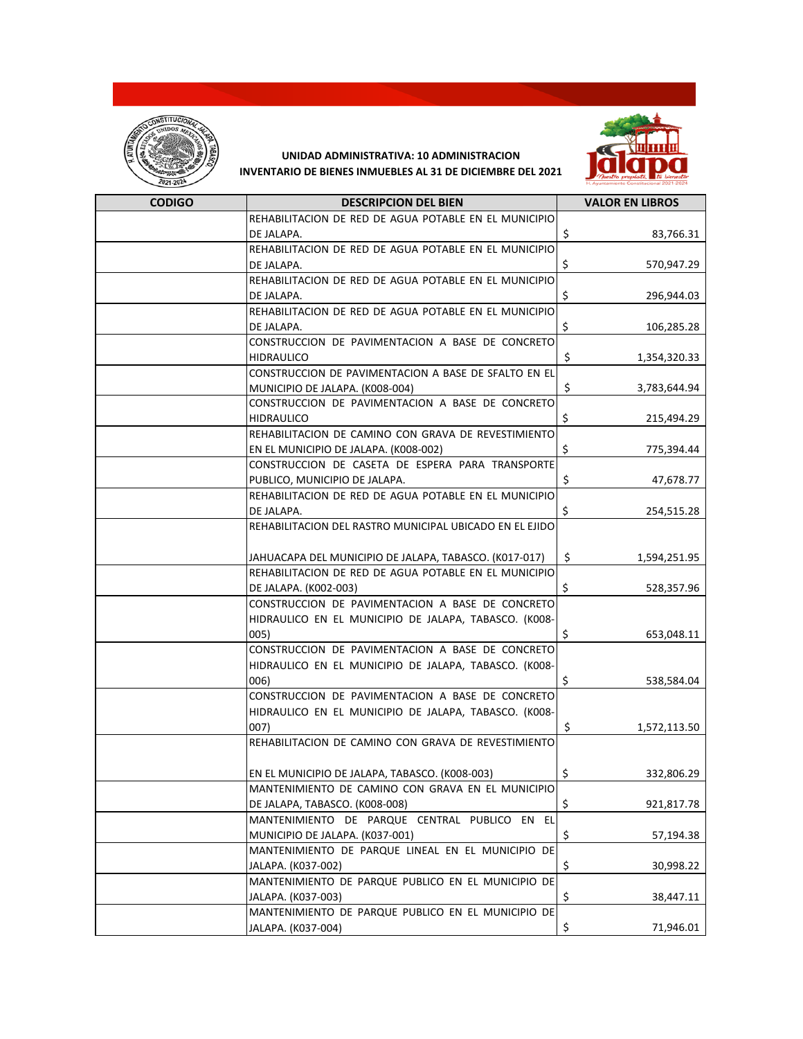**UNIDAD ADMINISTRATIVA: 10 ADMINISTRACION**
**INVENTARIO DE BIENES INMUEBLES AL 31 DE DICIEMBRE DEL 2021**

| CODIGO | DESCRIPCION DEL BIEN | VALOR EN LIBROS |
|---|---|---|
| | REHABILITACION DE RED DE AGUA POTABLE EN EL MUNICIPIO DE JALAPA. | $ 83,766.31 |
| | REHABILITACION DE RED DE AGUA POTABLE EN EL MUNICIPIO DE JALAPA. | $ 570,947.29 |
| | REHABILITACION DE RED DE AGUA POTABLE EN EL MUNICIPIO DE JALAPA. | $ 296,944.03 |
| | REHABILITACION DE RED DE AGUA POTABLE EN EL MUNICIPIO DE JALAPA. | $ 106,285.28 |
| | CONSTRUCCION DE PAVIMENTACION A BASE DE CONCRETO HIDRAULICO | $ 1,354,320.33 |
| | CONSTRUCCION DE PAVIMENTACION A BASE DE SFALTO EN EL MUNICIPIO DE JALAPA. (K008-004) | $ 3,783,644.94 |
| | CONSTRUCCION DE PAVIMENTACION A BASE DE CONCRETO HIDRAULICO | $ 215,494.29 |
| | REHABILITACION DE CAMINO CON GRAVA DE REVESTIMIENTO EN EL MUNICIPIO DE JALAPA. (K008-002) | $ 775,394.44 |
| | CONSTRUCCION DE CASETA DE ESPERA PARA TRANSPORTE PUBLICO, MUNICIPIO DE JALAPA. | $ 47,678.77 |
| | REHABILITACION DE RED DE AGUA POTABLE EN EL MUNICIPIO DE JALAPA. | $ 254,515.28 |
| | REHABILITACION DEL RASTRO MUNICIPAL UBICADO EN EL EJIDO JAHUACAPA DEL MUNICIPIO DE JALAPA, TABASCO. (K017-017) | $ 1,594,251.95 |
| | REHABILITACION DE RED DE AGUA POTABLE EN EL MUNICIPIO DE JALAPA. (K002-003) | $ 528,357.96 |
| | CONSTRUCCION DE PAVIMENTACION A BASE DE CONCRETO HIDRAULICO EN EL MUNICIPIO DE JALAPA, TABASCO. (K008-005) | $ 653,048.11 |
| | CONSTRUCCION DE PAVIMENTACION A BASE DE CONCRETO HIDRAULICO EN EL MUNICIPIO DE JALAPA, TABASCO. (K008-006) | $ 538,584.04 |
| | CONSTRUCCION DE PAVIMENTACION A BASE DE CONCRETO HIDRAULICO EN EL MUNICIPIO DE JALAPA, TABASCO. (K008-007) | $ 1,572,113.50 |
| | REHABILITACION DE CAMINO CON GRAVA DE REVESTIMIENTO EN EL MUNICIPIO DE JALAPA, TABASCO. (K008-003) | $ 332,806.29 |
| | MANTENIMIENTO DE CAMINO CON GRAVA EN EL MUNICIPIO DE JALAPA, TABASCO. (K008-008) | $ 921,817.78 |
| | MANTENIMIENTO DE PARQUE CENTRAL PUBLICO EN EL MUNICIPIO DE JALAPA. (K037-001) | $ 57,194.38 |
| | MANTENIMIENTO DE PARQUE LINEAL EN EL MUNICIPIO DE JALAPA. (K037-002) | $ 30,998.22 |
| | MANTENIMIENTO DE PARQUE PUBLICO EN EL MUNICIPIO DE JALAPA. (K037-003) | $ 38,447.11 |
| | MANTENIMIENTO DE PARQUE PUBLICO EN EL MUNICIPIO DE JALAPA. (K037-004) | $ 71,946.01 |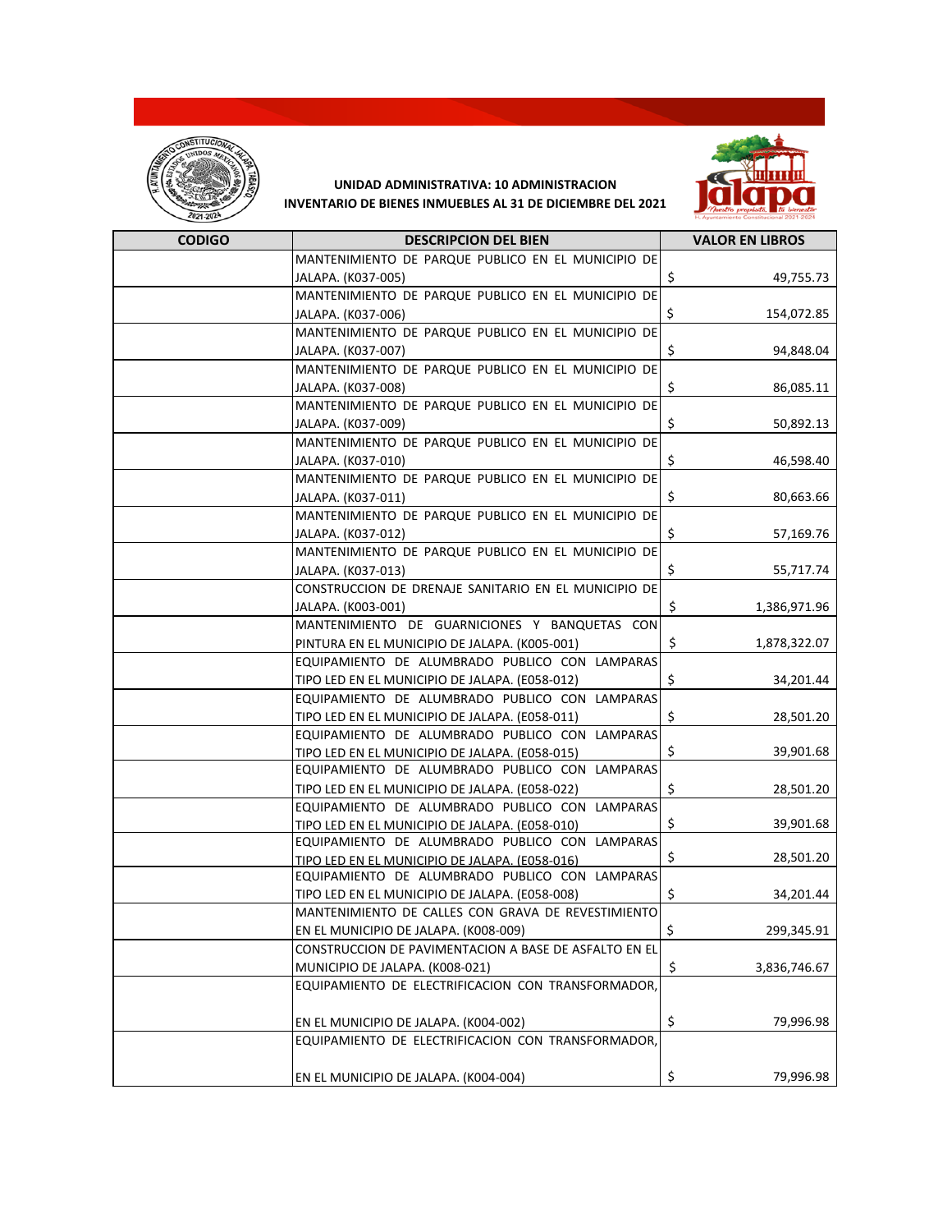**UNIDAD ADMINISTRATIVA: 10 ADMINISTRACION**
**INVENTARIO DE BIENES INMUEBLES AL 31 DE DICIEMBRE DEL 2021**

| CODIGO | DESCRIPCION DEL BIEN | VALOR EN LIBROS |
|---|---|---|
| | MANTENIMIENTO DE PARQUE PUBLICO EN EL MUNICIPIO DE JALAPA. (K037-005) | $ 49,755.73 |
| | MANTENIMIENTO DE PARQUE PUBLICO EN EL MUNICIPIO DE JALAPA. (K037-006) | $ 154,072.85 |
| | MANTENIMIENTO DE PARQUE PUBLICO EN EL MUNICIPIO DE JALAPA. (K037-007) | $ 94,848.04 |
| | MANTENIMIENTO DE PARQUE PUBLICO EN EL MUNICIPIO DE JALAPA. (K037-008) | $ 86,085.11 |
| | MANTENIMIENTO DE PARQUE PUBLICO EN EL MUNICIPIO DE JALAPA. (K037-009) | $ 50,892.13 |
| | MANTENIMIENTO DE PARQUE PUBLICO EN EL MUNICIPIO DE JALAPA. (K037-010) | $ 46,598.40 |
| | MANTENIMIENTO DE PARQUE PUBLICO EN EL MUNICIPIO DE JALAPA. (K037-011) | $ 80,663.66 |
| | MANTENIMIENTO DE PARQUE PUBLICO EN EL MUNICIPIO DE JALAPA. (K037-012) | $ 57,169.76 |
| | MANTENIMIENTO DE PARQUE PUBLICO EN EL MUNICIPIO DE JALAPA. (K037-013) | $ 55,717.74 |
| | CONSTRUCCION DE DRENAJE SANITARIO EN EL MUNICIPIO DE JALAPA. (K003-001) | $ 1,386,971.96 |
| | MANTENIMIENTO DE GUARNICIONES Y BANQUETAS CON PINTURA EN EL MUNICIPIO DE JALAPA. (K005-001) | $ 1,878,322.07 |
| | EQUIPAMIENTO DE ALUMBRADO PUBLICO CON LAMPARAS TIPO LED EN EL MUNICIPIO DE JALAPA. (E058-012) | $ 34,201.44 |
| | EQUIPAMIENTO DE ALUMBRADO PUBLICO CON LAMPARAS TIPO LED EN EL MUNICIPIO DE JALAPA. (E058-011) | $ 28,501.20 |
| | EQUIPAMIENTO DE ALUMBRADO PUBLICO CON LAMPARAS TIPO LED EN EL MUNICIPIO DE JALAPA. (E058-015) | $ 39,901.68 |
| | EQUIPAMIENTO DE ALUMBRADO PUBLICO CON LAMPARAS TIPO LED EN EL MUNICIPIO DE JALAPA. (E058-022) | $ 28,501.20 |
| | EQUIPAMIENTO DE ALUMBRADO PUBLICO CON LAMPARAS TIPO LED EN EL MUNICIPIO DE JALAPA. (E058-010) | $ 39,901.68 |
| | EQUIPAMIENTO DE ALUMBRADO PUBLICO CON LAMPARAS TIPO LED EN EL MUNICIPIO DE JALAPA. (E058-016) | $ 28,501.20 |
| | EQUIPAMIENTO DE ALUMBRADO PUBLICO CON LAMPARAS TIPO LED EN EL MUNICIPIO DE JALAPA. (E058-008) | $ 34,201.44 |
| | MANTENIMIENTO DE CALLES CON GRAVA DE REVESTIMIENTO EN EL MUNICIPIO DE JALAPA. (K008-009) | $ 299,345.91 |
| | CONSTRUCCION DE PAVIMENTACION A BASE DE ASFALTO EN EL MUNICIPIO DE JALAPA. (K008-021) | $ 3,836,746.67 |
| | EQUIPAMIENTO DE ELECTRIFICACION CON TRANSFORMADOR, EN EL MUNICIPIO DE JALAPA. (K004-002) | $ 79,996.98 |
| | EQUIPAMIENTO DE ELECTRIFICACION CON TRANSFORMADOR, EN EL MUNICIPIO DE JALAPA. (K004-004) | $ 79,996.98 |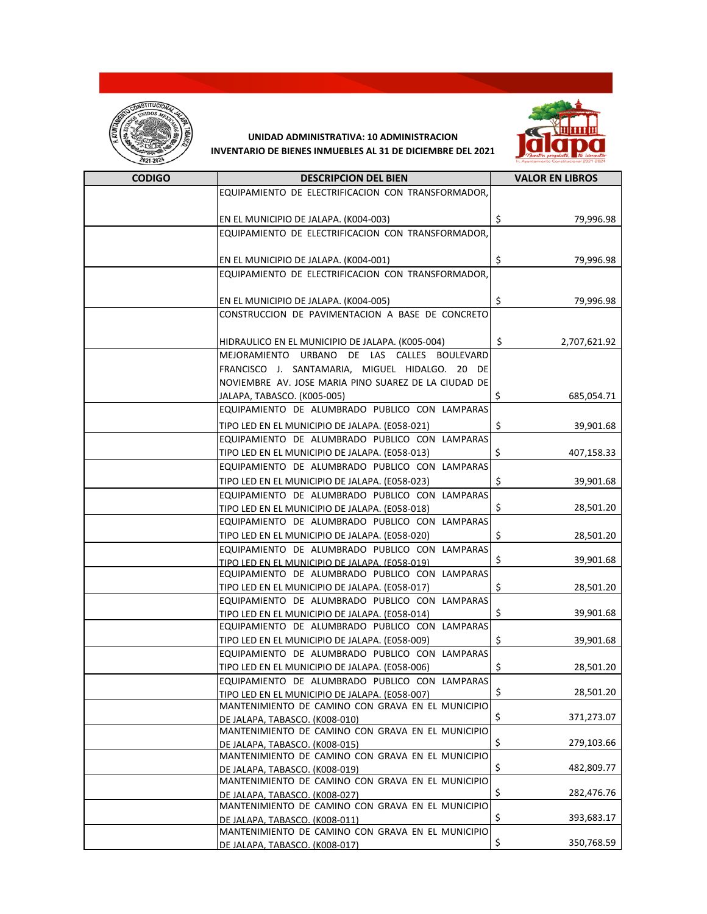**UNIDAD ADMINISTRATIVA: 10 ADMINISTRACION**

**INVENTARIO DE BIENES INMUEBLES AL 31 DE DICIEMBRE DEL 2021**

| CODIGO | DESCRIPCION DEL BIEN | VALOR EN LIBROS |
|---|---|---|
| | EQUIPAMIENTO DE ELECTRIFICACION CON TRANSFORMADOR, EN EL MUNICIPIO DE JALAPA. (K004-003) | $ 79,996.98 |
| | EQUIPAMIENTO DE ELECTRIFICACION CON TRANSFORMADOR, EN EL MUNICIPIO DE JALAPA. (K004-001) | $ 79,996.98 |
| | EQUIPAMIENTO DE ELECTRIFICACION CON TRANSFORMADOR, EN EL MUNICIPIO DE JALAPA. (K004-005) | $ 79,996.98 |
| | CONSTRUCCION DE PAVIMENTACION A BASE DE CONCRETO HIDRAULICO EN EL MUNICIPIO DE JALAPA. (K005-004) | $ 2,707,621.92 |
| | MEJORAMIENTO URBANO DE LAS CALLES BOULEVARD FRANCISCO J. SANTAMARIA, MIGUEL HIDALGO. 20 DE NOVIEMBRE AV. JOSE MARIA PINO SUAREZ DE LA CIUDAD DE JALAPA, TABASCO. (K005-005) | $ 685,054.71 |
| | EQUIPAMIENTO DE ALUMBRADO PUBLICO CON LAMPARAS TIPO LED EN EL MUNICIPIO DE JALAPA. (E058-021) | $ 39,901.68 |
| | EQUIPAMIENTO DE ALUMBRADO PUBLICO CON LAMPARAS TIPO LED EN EL MUNICIPIO DE JALAPA. (E058-013) | $ 407,158.33 |
| | EQUIPAMIENTO DE ALUMBRADO PUBLICO CON LAMPARAS TIPO LED EN EL MUNICIPIO DE JALAPA. (E058-023) | $ 39,901.68 |
| | EQUIPAMIENTO DE ALUMBRADO PUBLICO CON LAMPARAS TIPO LED EN EL MUNICIPIO DE JALAPA. (E058-018) | $ 28,501.20 |
| | EQUIPAMIENTO DE ALUMBRADO PUBLICO CON LAMPARAS TIPO LED EN EL MUNICIPIO DE JALAPA. (E058-020) | $ 28,501.20 |
| | EQUIPAMIENTO DE ALUMBRADO PUBLICO CON LAMPARAS TIPO LED EN EL MUNICIPIO DE JALAPA. (E058-019) | $ 39,901.68 |
| | EQUIPAMIENTO DE ALUMBRADO PUBLICO CON LAMPARAS TIPO LED EN EL MUNICIPIO DE JALAPA. (E058-017) | $ 28,501.20 |
| | EQUIPAMIENTO DE ALUMBRADO PUBLICO CON LAMPARAS TIPO LED EN EL MUNICIPIO DE JALAPA. (E058-014) | $ 39,901.68 |
| | EQUIPAMIENTO DE ALUMBRADO PUBLICO CON LAMPARAS TIPO LED EN EL MUNICIPIO DE JALAPA. (E058-009) | $ 39,901.68 |
| | EQUIPAMIENTO DE ALUMBRADO PUBLICO CON LAMPARAS TIPO LED EN EL MUNICIPIO DE JALAPA. (E058-006) | $ 28,501.20 |
| | EQUIPAMIENTO DE ALUMBRADO PUBLICO CON LAMPARAS TIPO LED EN EL MUNICIPIO DE JALAPA. (E058-007) | $ 28,501.20 |
| | MANTENIMIENTO DE CAMINO CON GRAVA EN EL MUNICIPIO DE JALAPA, TABASCO. (K008-010) | $ 371,273.07 |
| | MANTENIMIENTO DE CAMINO CON GRAVA EN EL MUNICIPIO DE JALAPA, TABASCO. (K008-015) | $ 279,103.66 |
| | MANTENIMIENTO DE CAMINO CON GRAVA EN EL MUNICIPIO DE JALAPA, TABASCO. (K008-019) | $ 482,809.77 |
| | MANTENIMIENTO DE CAMINO CON GRAVA EN EL MUNICIPIO DE JALAPA, TABASCO. (K008-027) | $ 282,476.76 |
| | MANTENIMIENTO DE CAMINO CON GRAVA EN EL MUNICIPIO DE JALAPA, TABASCO. (K008-011) | $ 393,683.17 |
| | MANTENIMIENTO DE CAMINO CON GRAVA EN EL MUNICIPIO DE JALAPA, TABASCO. (K008-017) | $ 350,768.59 |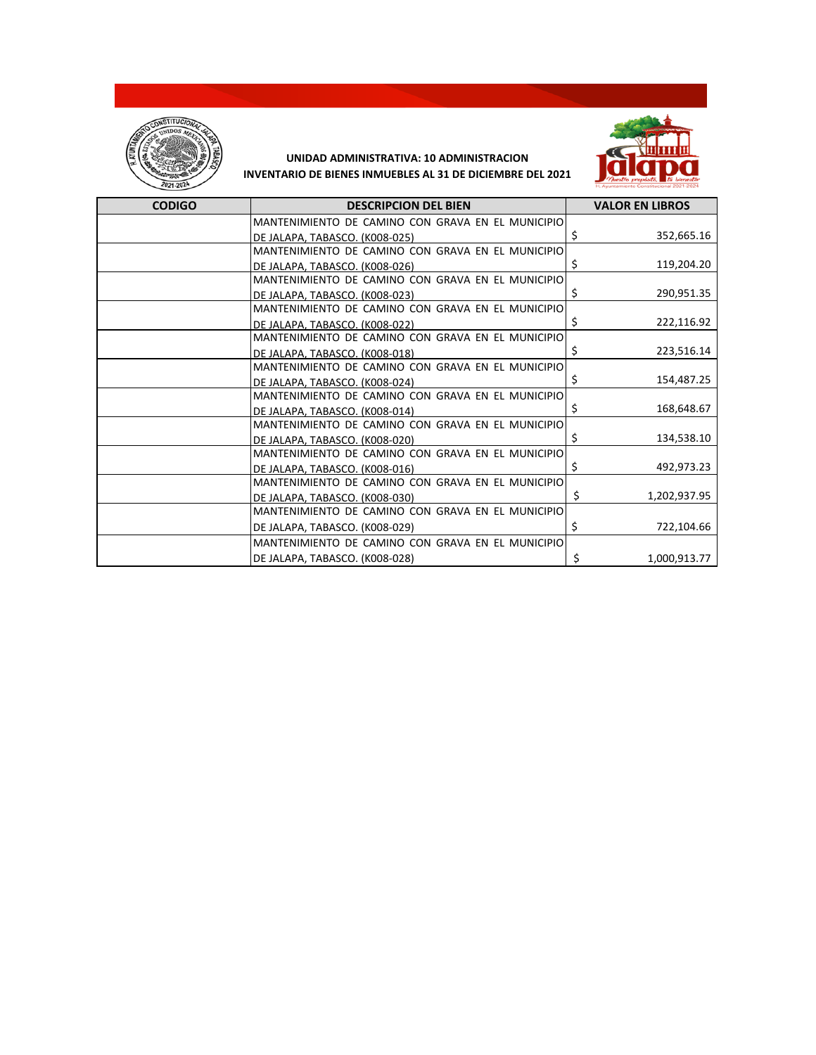**UNIDAD ADMINISTRATIVA: 10 ADMINISTRACION**
**INVENTARIO DE BIENES INMUEBLES AL 31 DE DICIEMBRE DEL 2021**

| CODIGO | DESCRIPCION DEL BIEN | VALOR EN LIBROS |
|---|---|---|
| | MANTENIMIENTO DE CAMINO CON GRAVA EN EL MUNICIPIO DE JALAPA, TABASCO. (K008-025) | $ 352,665.16 |
| | MANTENIMIENTO DE CAMINO CON GRAVA EN EL MUNICIPIO DE JALAPA, TABASCO. (K008-026) | $ 119,204.20 |
| | MANTENIMIENTO DE CAMINO CON GRAVA EN EL MUNICIPIO DE JALAPA, TABASCO. (K008-023) | $ 290,951.35 |
| | MANTENIMIENTO DE CAMINO CON GRAVA EN EL MUNICIPIO DE JALAPA, TABASCO. (K008-022) | $ 222,116.92 |
| | MANTENIMIENTO DE CAMINO CON GRAVA EN EL MUNICIPIO DE JALAPA, TABASCO. (K008-018) | $ 223,516.14 |
| | MANTENIMIENTO DE CAMINO CON GRAVA EN EL MUNICIPIO DE JALAPA, TABASCO. (K008-024) | $ 154,487.25 |
| | MANTENIMIENTO DE CAMINO CON GRAVA EN EL MUNICIPIO DE JALAPA, TABASCO. (K008-014) | $ 168,648.67 |
| | MANTENIMIENTO DE CAMINO CON GRAVA EN EL MUNICIPIO DE JALAPA, TABASCO. (K008-020) | $ 134,538.10 |
| | MANTENIMIENTO DE CAMINO CON GRAVA EN EL MUNICIPIO DE JALAPA, TABASCO. (K008-016) | $ 492,973.23 |
| | MANTENIMIENTO DE CAMINO CON GRAVA EN EL MUNICIPIO DE JALAPA, TABASCO. (K008-030) | $ 1,202,937.95 |
| | MANTENIMIENTO DE CAMINO CON GRAVA EN EL MUNICIPIO DE JALAPA, TABASCO. (K008-029) | $ 722,104.66 |
| | MANTENIMIENTO DE CAMINO CON GRAVA EN EL MUNICIPIO DE JALAPA, TABASCO. (K008-028) | $ 1,000,913.77 |